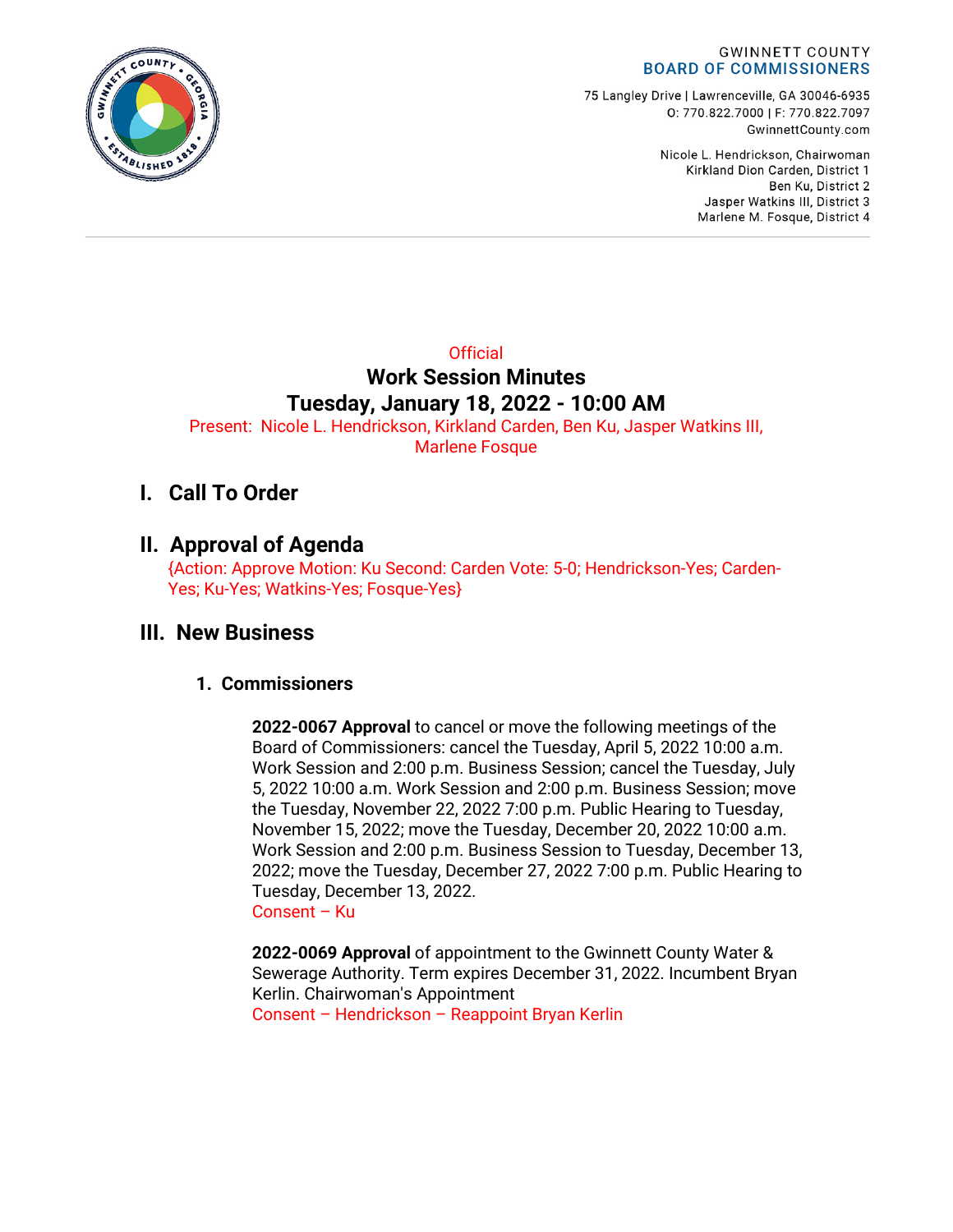GWINNETT COUNTY
BOARD OF COMMISSIONERS

75 Langley Drive | Lawrenceville, GA 30046-6935
O: 770.822.7000 | F: 770.822.7097
GwinnettCounty.com

Nicole L. Hendrickson, Chairwoman
Kirkland Dion Carden, District 1
Ben Ku, District 2
Jasper Watkins III, District 3
Marlene M. Fosque, District 4

Official

# Work Session Minutes
# Tuesday, January 18, 2022 - 10:00 AM

Present: Nicole L. Hendrickson, Kirkland Carden, Ben Ku, Jasper Watkins III, Marlene Fosque

## I. Call To Order

## II. Approval of Agenda

{Action: Approve Motion: Ku Second: Carden Vote: 5-0; Hendrickson-Yes; Carden-Yes; Ku-Yes; Watkins-Yes; Fosque-Yes}

## III. New Business

### 1. Commissioners

**2022-0067 Approval** to cancel or move the following meetings of the Board of Commissioners: cancel the Tuesday, April 5, 2022 10:00 a.m. Work Session and 2:00 p.m. Business Session; cancel the Tuesday, July 5, 2022 10:00 a.m. Work Session and 2:00 p.m. Business Session; move the Tuesday, November 22, 2022 7:00 p.m. Public Hearing to Tuesday, November 15, 2022; move the Tuesday, December 20, 2022 10:00 a.m. Work Session and 2:00 p.m. Business Session to Tuesday, December 13, 2022; move the Tuesday, December 27, 2022 7:00 p.m. Public Hearing to Tuesday, December 13, 2022.
Consent – Ku

**2022-0069 Approval** of appointment to the Gwinnett County Water & Sewerage Authority. Term expires December 31, 2022. Incumbent Bryan Kerlin. Chairwoman's Appointment
Consent – Hendrickson – Reappoint Bryan Kerlin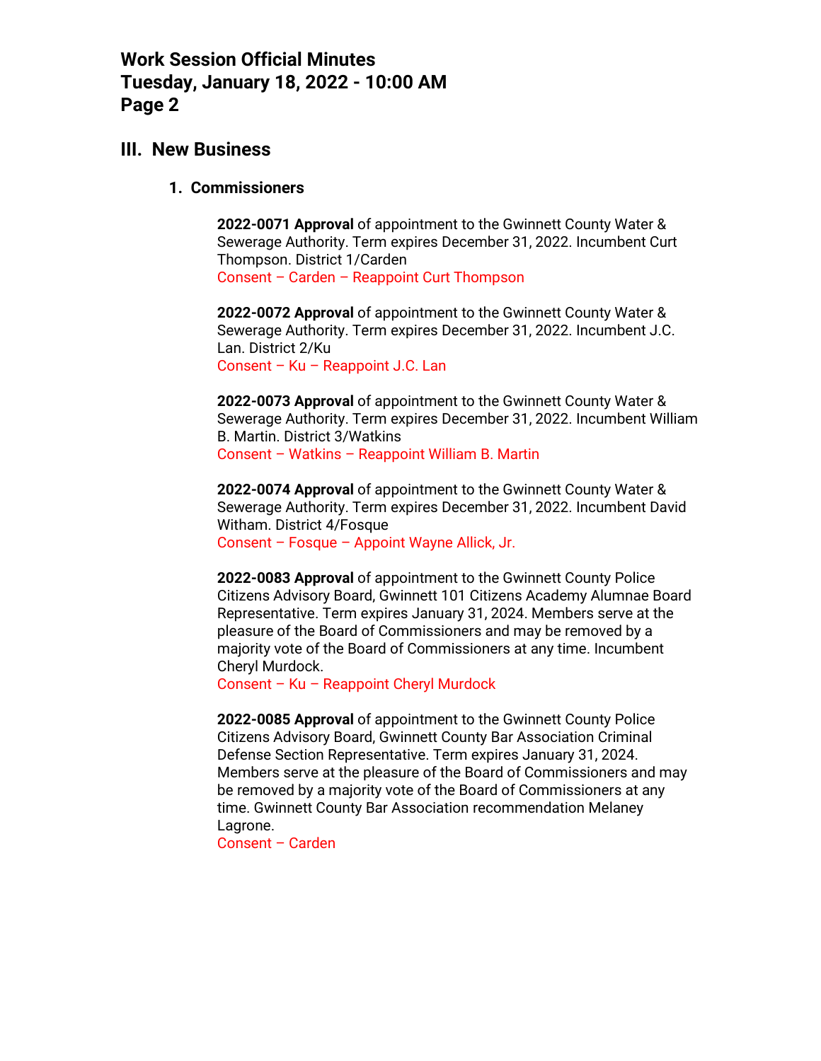## III. New Business

### 1. Commissioners

**2022-0071 Approval** of appointment to the Gwinnett County Water & Sewerage Authority. Term expires December 31, 2022. Incumbent Curt Thompson. District 1/Carden
Consent – Carden – Reappoint Curt Thompson

**2022-0072 Approval** of appointment to the Gwinnett County Water & Sewerage Authority. Term expires December 31, 2022. Incumbent J.C. Lan. District 2/Ku
Consent – Ku – Reappoint J.C. Lan

**2022-0073 Approval** of appointment to the Gwinnett County Water & Sewerage Authority. Term expires December 31, 2022. Incumbent William B. Martin. District 3/Watkins
Consent – Watkins – Reappoint William B. Martin

**2022-0074 Approval** of appointment to the Gwinnett County Water & Sewerage Authority. Term expires December 31, 2022. Incumbent David Witham. District 4/Fosque
Consent – Fosque – Appoint Wayne Allick, Jr.

**2022-0083 Approval** of appointment to the Gwinnett County Police Citizens Advisory Board, Gwinnett 101 Citizens Academy Alumnae Board Representative. Term expires January 31, 2024. Members serve at the pleasure of the Board of Commissioners and may be removed by a majority vote of the Board of Commissioners at any time. Incumbent Cheryl Murdock.
Consent – Ku – Reappoint Cheryl Murdock

**2022-0085 Approval** of appointment to the Gwinnett County Police Citizens Advisory Board, Gwinnett County Bar Association Criminal Defense Section Representative. Term expires January 31, 2024. Members serve at the pleasure of the Board of Commissioners and may be removed by a majority vote of the Board of Commissioners at any time. Gwinnett County Bar Association recommendation Melaney Lagrone.
Consent – Carden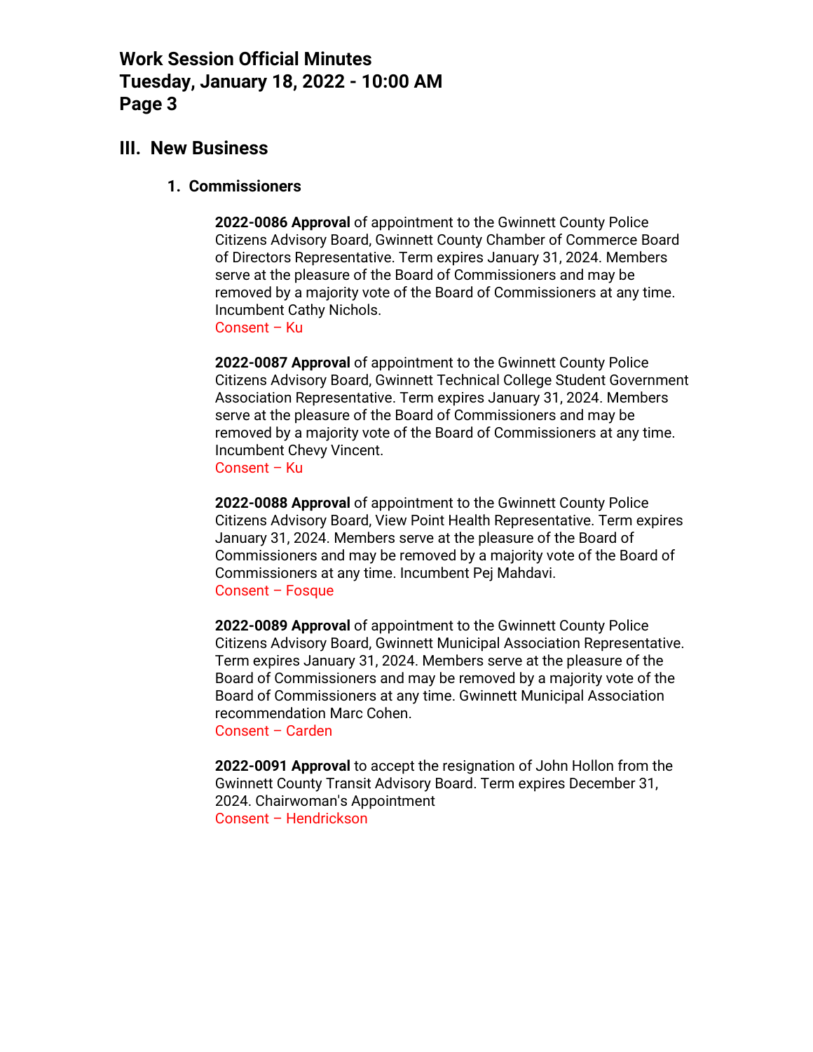## III. New Business

### 1. Commissioners

**2022-0086 Approval** of appointment to the Gwinnett County Police Citizens Advisory Board, Gwinnett County Chamber of Commerce Board of Directors Representative. Term expires January 31, 2024. Members serve at the pleasure of the Board of Commissioners and may be removed by a majority vote of the Board of Commissioners at any time. Incumbent Cathy Nichols.
Consent – Ku

**2022-0087 Approval** of appointment to the Gwinnett County Police Citizens Advisory Board, Gwinnett Technical College Student Government Association Representative. Term expires January 31, 2024. Members serve at the pleasure of the Board of Commissioners and may be removed by a majority vote of the Board of Commissioners at any time. Incumbent Chevy Vincent.
Consent – Ku

**2022-0088 Approval** of appointment to the Gwinnett County Police Citizens Advisory Board, View Point Health Representative. Term expires January 31, 2024. Members serve at the pleasure of the Board of Commissioners and may be removed by a majority vote of the Board of Commissioners at any time. Incumbent Pej Mahdavi.
Consent – Fosque

**2022-0089 Approval** of appointment to the Gwinnett County Police Citizens Advisory Board, Gwinnett Municipal Association Representative. Term expires January 31, 2024. Members serve at the pleasure of the Board of Commissioners and may be removed by a majority vote of the Board of Commissioners at any time. Gwinnett Municipal Association recommendation Marc Cohen.
Consent – Carden

**2022-0091 Approval** to accept the resignation of John Hollon from the Gwinnett County Transit Advisory Board. Term expires December 31, 2024. Chairwoman's Appointment
Consent – Hendrickson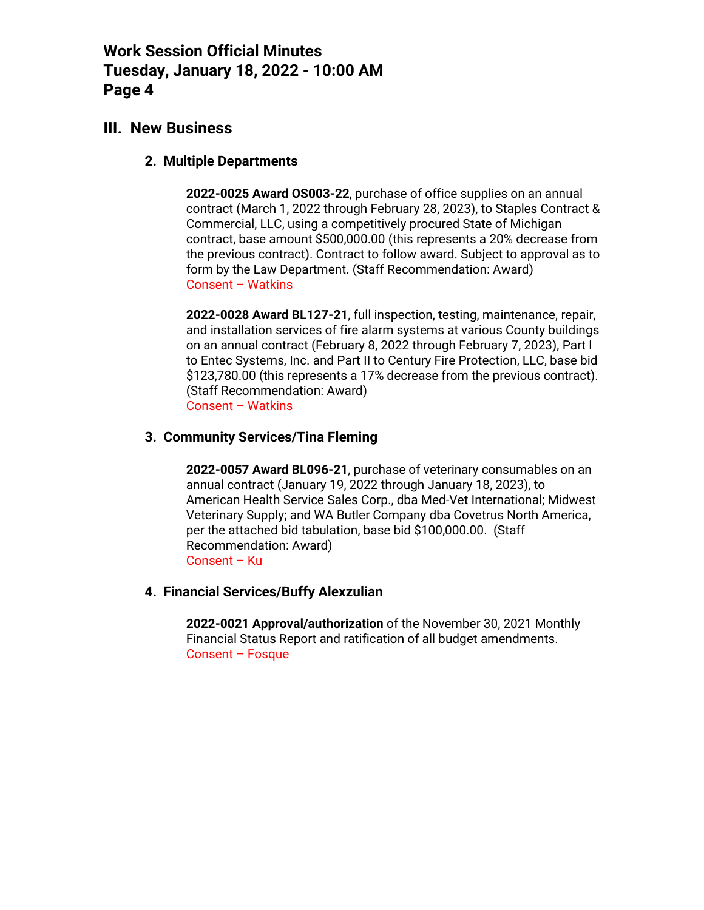## III. New Business

### 2. Multiple Departments

**2022-0025 Award OS003-22**, purchase of office supplies on an annual contract (March 1, 2022 through February 28, 2023), to Staples Contract & Commercial, LLC, using a competitively procured State of Michigan contract, base amount $500,000.00 (this represents a 20% decrease from the previous contract). Contract to follow award. Subject to approval as to form by the Law Department. (Staff Recommendation: Award)
Consent – Watkins

**2022-0028 Award BL127-21**, full inspection, testing, maintenance, repair, and installation services of fire alarm systems at various County buildings on an annual contract (February 8, 2022 through February 7, 2023), Part I to Entec Systems, Inc. and Part II to Century Fire Protection, LLC, base bid $123,780.00 (this represents a 17% decrease from the previous contract). (Staff Recommendation: Award)
Consent – Watkins

### 3. Community Services/Tina Fleming

**2022-0057 Award BL096-21**, purchase of veterinary consumables on an annual contract (January 19, 2022 through January 18, 2023), to American Health Service Sales Corp., dba Med-Vet International; Midwest Veterinary Supply; and WA Butler Company dba Covetrus North America, per the attached bid tabulation, base bid $100,000.00. (Staff Recommendation: Award)
Consent – Ku

### 4. Financial Services/Buffy Alexzulian

**2022-0021 Approval/authorization** of the November 30, 2021 Monthly Financial Status Report and ratification of all budget amendments.
Consent – Fosque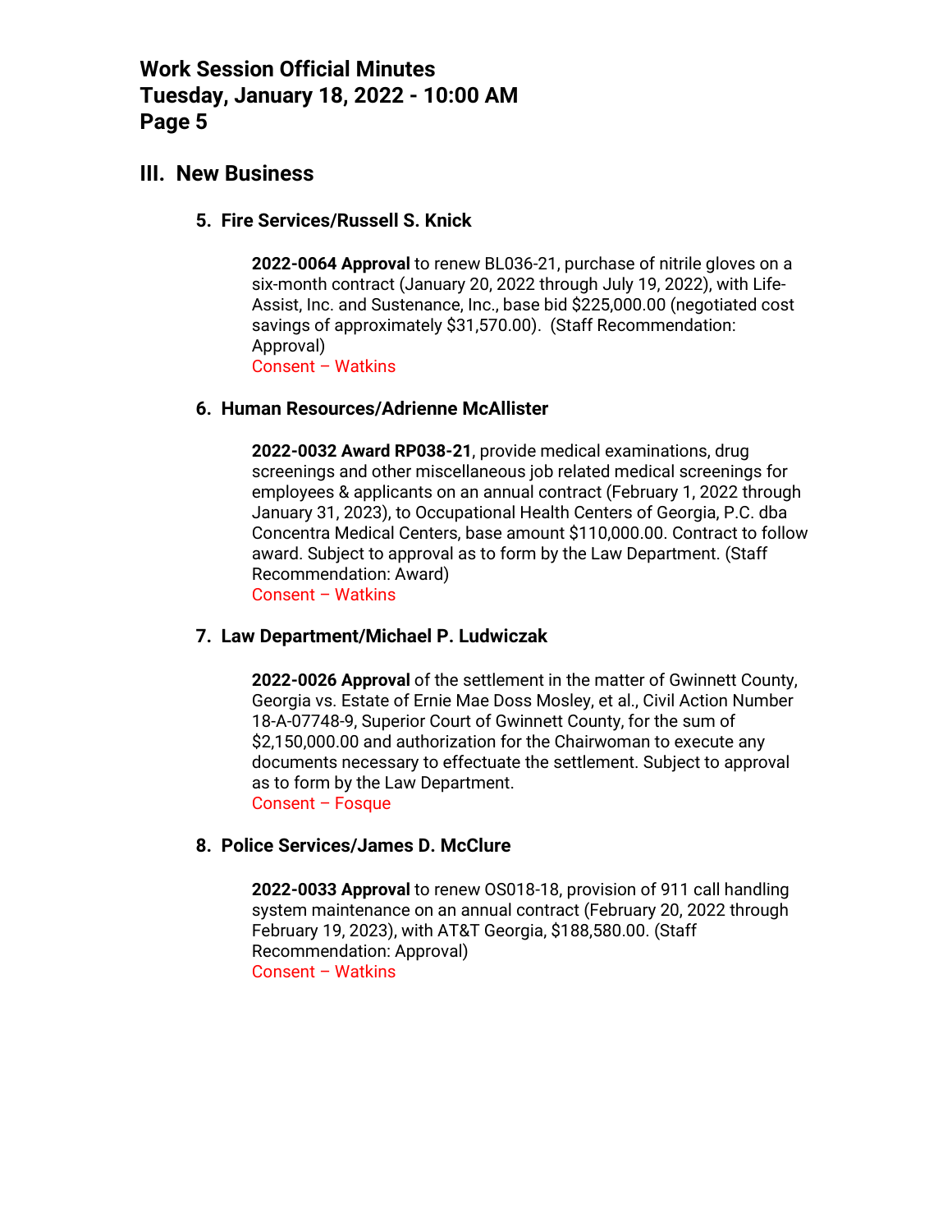## III. New Business

### 5. Fire Services/Russell S. Knick

**2022-0064 Approval** to renew BL036-21, purchase of nitrile gloves on a six-month contract (January 20, 2022 through July 19, 2022), with Life-Assist, Inc. and Sustenance, Inc., base bid $225,000.00 (negotiated cost savings of approximately $31,570.00). (Staff Recommendation: Approval)
Consent – Watkins

### 6. Human Resources/Adrienne McAllister

**2022-0032 Award RP038-21**, provide medical examinations, drug screenings and other miscellaneous job related medical screenings for employees & applicants on an annual contract (February 1, 2022 through January 31, 2023), to Occupational Health Centers of Georgia, P.C. dba Concentra Medical Centers, base amount $110,000.00. Contract to follow award. Subject to approval as to form by the Law Department. (Staff Recommendation: Award)
Consent – Watkins

### 7. Law Department/Michael P. Ludwiczak

**2022-0026 Approval** of the settlement in the matter of Gwinnett County, Georgia vs. Estate of Ernie Mae Doss Mosley, et al., Civil Action Number 18-A-07748-9, Superior Court of Gwinnett County, for the sum of $2,150,000.00 and authorization for the Chairwoman to execute any documents necessary to effectuate the settlement. Subject to approval as to form by the Law Department.
Consent – Fosque

### 8. Police Services/James D. McClure

**2022-0033 Approval** to renew OS018-18, provision of 911 call handling system maintenance on an annual contract (February 20, 2022 through February 19, 2023), with AT&T Georgia, $188,580.00. (Staff Recommendation: Approval)
Consent – Watkins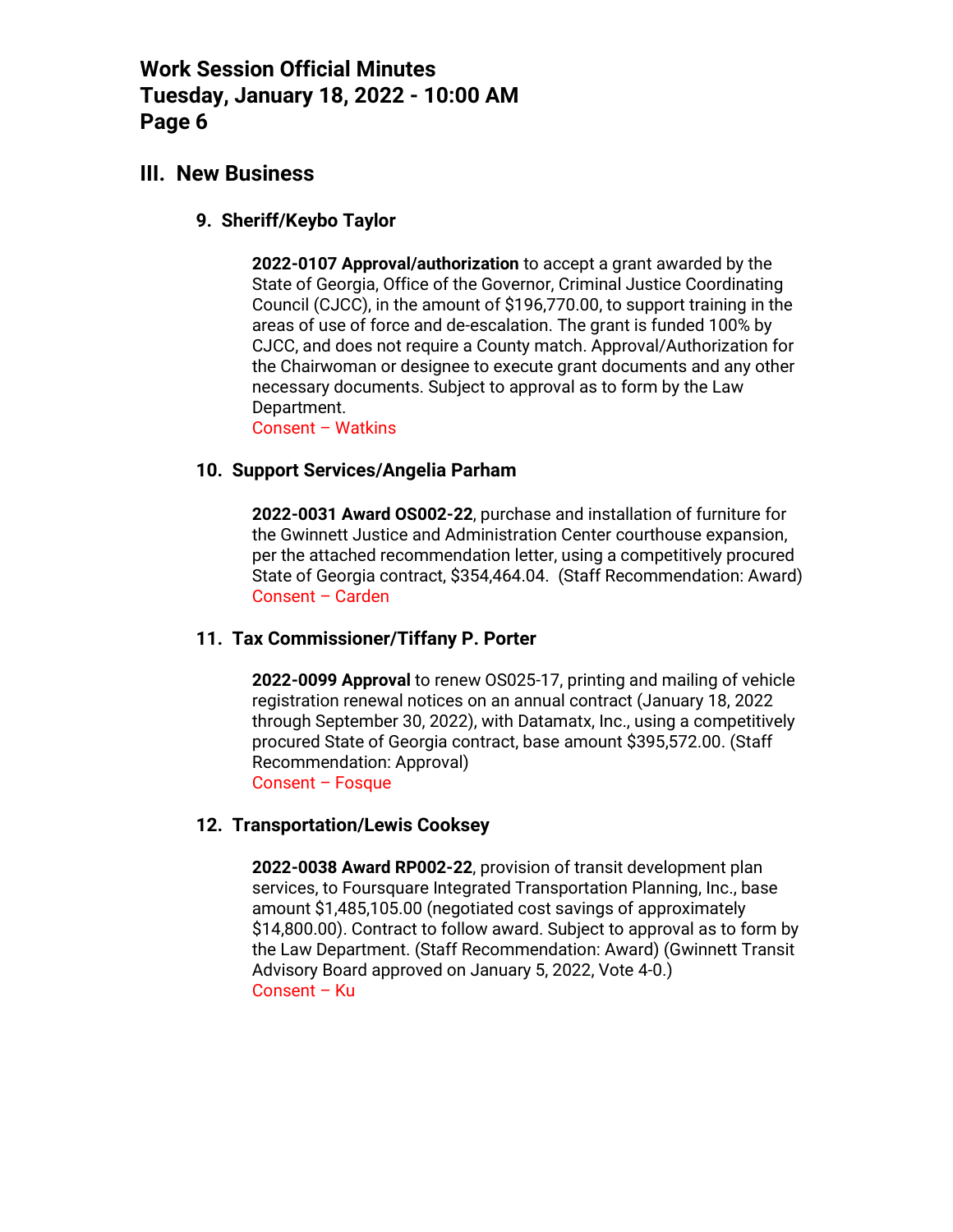## III. New Business

### 9. Sheriff/Keybo Taylor

**2022-0107 Approval/authorization** to accept a grant awarded by the State of Georgia, Office of the Governor, Criminal Justice Coordinating Council (CJCC), in the amount of $196,770.00, to support training in the areas of use of force and de-escalation. The grant is funded 100% by CJCC, and does not require a County match. Approval/Authorization for the Chairwoman or designee to execute grant documents and any other necessary documents. Subject to approval as to form by the Law Department.
Consent – Watkins

### 10. Support Services/Angelia Parham

**2022-0031 Award OS002-22**, purchase and installation of furniture for the Gwinnett Justice and Administration Center courthouse expansion, per the attached recommendation letter, using a competitively procured State of Georgia contract, $354,464.04. (Staff Recommendation: Award)
Consent – Carden

### 11. Tax Commissioner/Tiffany P. Porter

**2022-0099 Approval** to renew OS025-17, printing and mailing of vehicle registration renewal notices on an annual contract (January 18, 2022 through September 30, 2022), with Datamatx, Inc., using a competitively procured State of Georgia contract, base amount $395,572.00. (Staff Recommendation: Approval)
Consent – Fosque

### 12. Transportation/Lewis Cooksey

**2022-0038 Award RP002-22**, provision of transit development plan services, to Foursquare Integrated Transportation Planning, Inc., base amount $1,485,105.00 (negotiated cost savings of approximately $14,800.00). Contract to follow award. Subject to approval as to form by the Law Department. (Staff Recommendation: Award) (Gwinnett Transit Advisory Board approved on January 5, 2022, Vote 4-0.)
Consent – Ku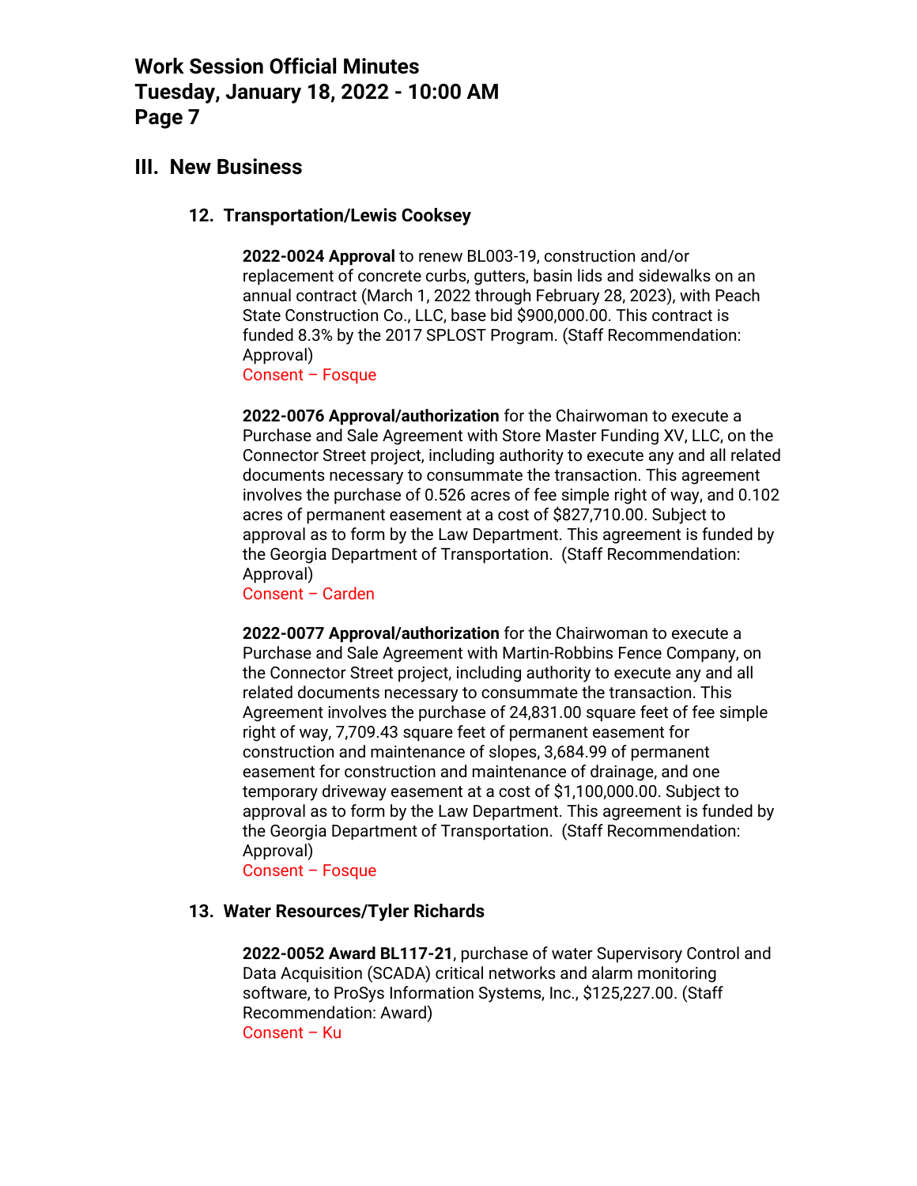## III. New Business

### 12. Transportation/Lewis Cooksey

**2022-0024 Approval** to renew BL003-19, construction and/or replacement of concrete curbs, gutters, basin lids and sidewalks on an annual contract (March 1, 2022 through February 28, 2023), with Peach State Construction Co., LLC, base bid $900,000.00. This contract is funded 8.3% by the 2017 SPLOST Program. (Staff Recommendation: Approval)
Consent – Fosque

**2022-0076 Approval/authorization** for the Chairwoman to execute a Purchase and Sale Agreement with Store Master Funding XV, LLC, on the Connector Street project, including authority to execute any and all related documents necessary to consummate the transaction. This agreement involves the purchase of 0.526 acres of fee simple right of way, and 0.102 acres of permanent easement at a cost of $827,710.00. Subject to approval as to form by the Law Department. This agreement is funded by the Georgia Department of Transportation. (Staff Recommendation: Approval)
Consent – Carden

**2022-0077 Approval/authorization** for the Chairwoman to execute a Purchase and Sale Agreement with Martin-Robbins Fence Company, on the Connector Street project, including authority to execute any and all related documents necessary to consummate the transaction. This Agreement involves the purchase of 24,831.00 square feet of fee simple right of way, 7,709.43 square feet of permanent easement for construction and maintenance of slopes, 3,684.99 of permanent easement for construction and maintenance of drainage, and one temporary driveway easement at a cost of $1,100,000.00. Subject to approval as to form by the Law Department. This agreement is funded by the Georgia Department of Transportation. (Staff Recommendation: Approval)
Consent – Fosque

### 13. Water Resources/Tyler Richards

**2022-0052 Award BL117-21**, purchase of water Supervisory Control and Data Acquisition (SCADA) critical networks and alarm monitoring software, to ProSys Information Systems, Inc., $125,227.00. (Staff Recommendation: Award)
Consent – Ku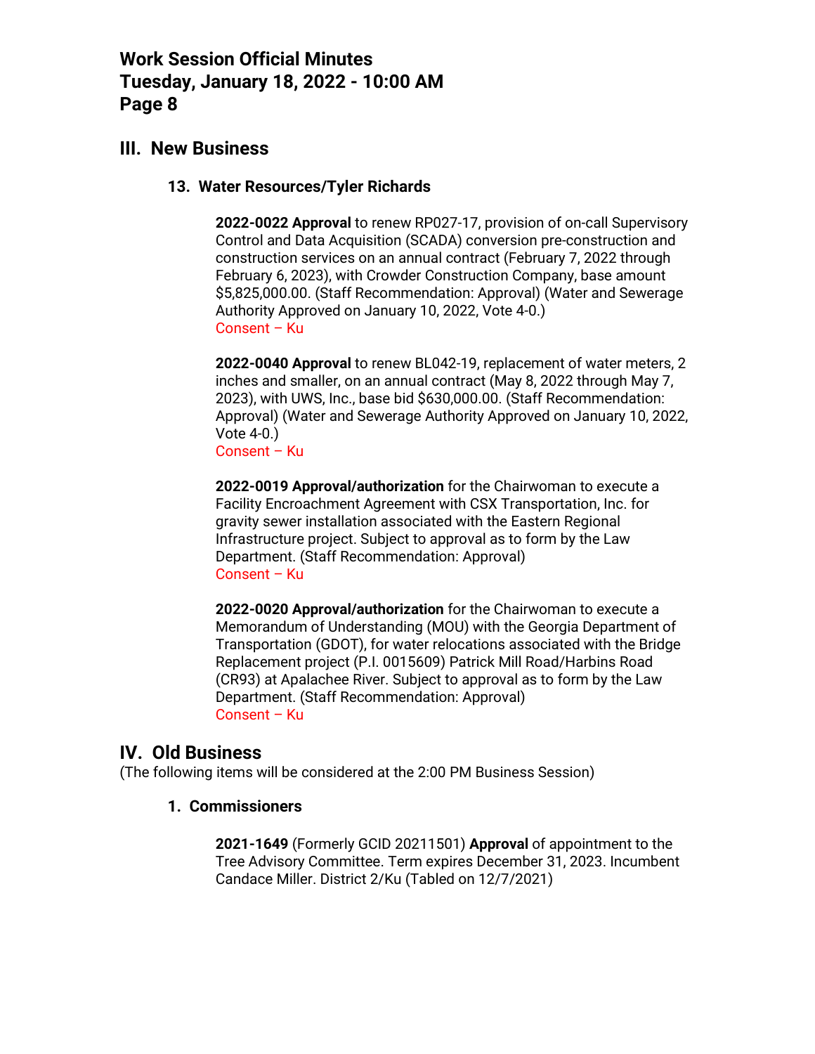## III. New Business

### 13. Water Resources/Tyler Richards

**2022-0022 Approval** to renew RP027-17, provision of on-call Supervisory Control and Data Acquisition (SCADA) conversion pre-construction and construction services on an annual contract (February 7, 2022 through February 6, 2023), with Crowder Construction Company, base amount $5,825,000.00. (Staff Recommendation: Approval) (Water and Sewerage Authority Approved on January 10, 2022, Vote 4-0.)
Consent – Ku

**2022-0040 Approval** to renew BL042-19, replacement of water meters, 2 inches and smaller, on an annual contract (May 8, 2022 through May 7, 2023), with UWS, Inc., base bid $630,000.00. (Staff Recommendation: Approval) (Water and Sewerage Authority Approved on January 10, 2022, Vote 4-0.)
Consent – Ku

**2022-0019 Approval/authorization** for the Chairwoman to execute a Facility Encroachment Agreement with CSX Transportation, Inc. for gravity sewer installation associated with the Eastern Regional Infrastructure project. Subject to approval as to form by the Law Department. (Staff Recommendation: Approval)
Consent – Ku

**2022-0020 Approval/authorization** for the Chairwoman to execute a Memorandum of Understanding (MOU) with the Georgia Department of Transportation (GDOT), for water relocations associated with the Bridge Replacement project (P.I. 0015609) Patrick Mill Road/Harbins Road (CR93) at Apalachee River. Subject to approval as to form by the Law Department. (Staff Recommendation: Approval)
Consent – Ku

## IV. Old Business

(The following items will be considered at the 2:00 PM Business Session)

### 1. Commissioners

**2021-1649** (Formerly GCID 20211501) **Approval** of appointment to the Tree Advisory Committee. Term expires December 31, 2023. Incumbent Candace Miller. District 2/Ku (Tabled on 12/7/2021)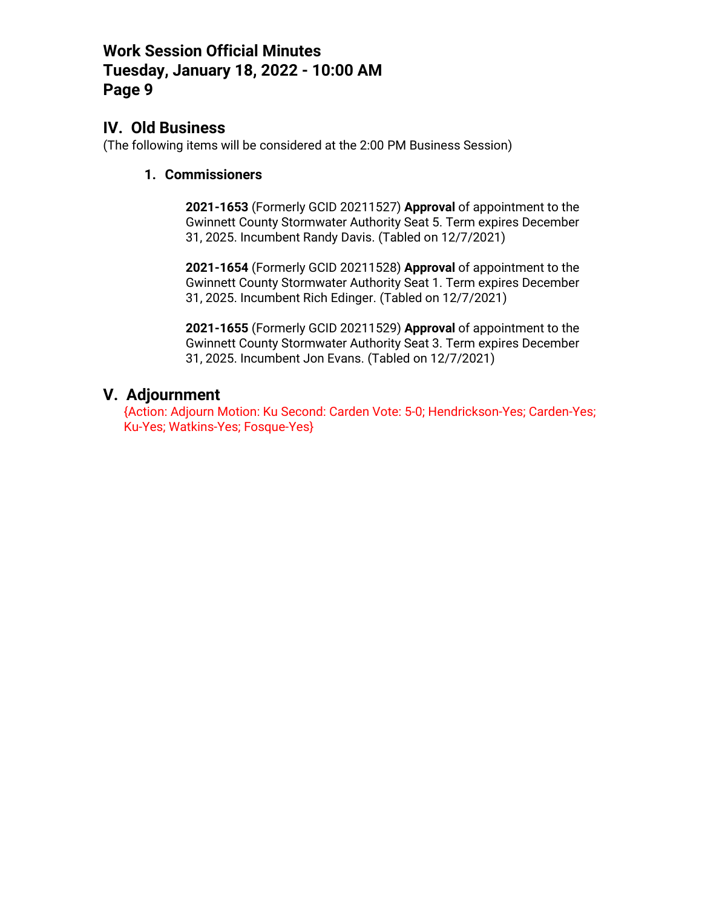## IV. Old Business

(The following items will be considered at the 2:00 PM Business Session)

### 1. Commissioners

**2021-1653** (Formerly GCID 20211527) **Approval** of appointment to the Gwinnett County Stormwater Authority Seat 5. Term expires December 31, 2025. Incumbent Randy Davis. (Tabled on 12/7/2021)

**2021-1654** (Formerly GCID 20211528) **Approval** of appointment to the Gwinnett County Stormwater Authority Seat 1. Term expires December 31, 2025. Incumbent Rich Edinger. (Tabled on 12/7/2021)

**2021-1655** (Formerly GCID 20211529) **Approval** of appointment to the Gwinnett County Stormwater Authority Seat 3. Term expires December 31, 2025. Incumbent Jon Evans. (Tabled on 12/7/2021)

## V. Adjournment

{Action: Adjourn Motion: Ku Second: Carden Vote: 5-0; Hendrickson-Yes; Carden-Yes; Ku-Yes; Watkins-Yes; Fosque-Yes}